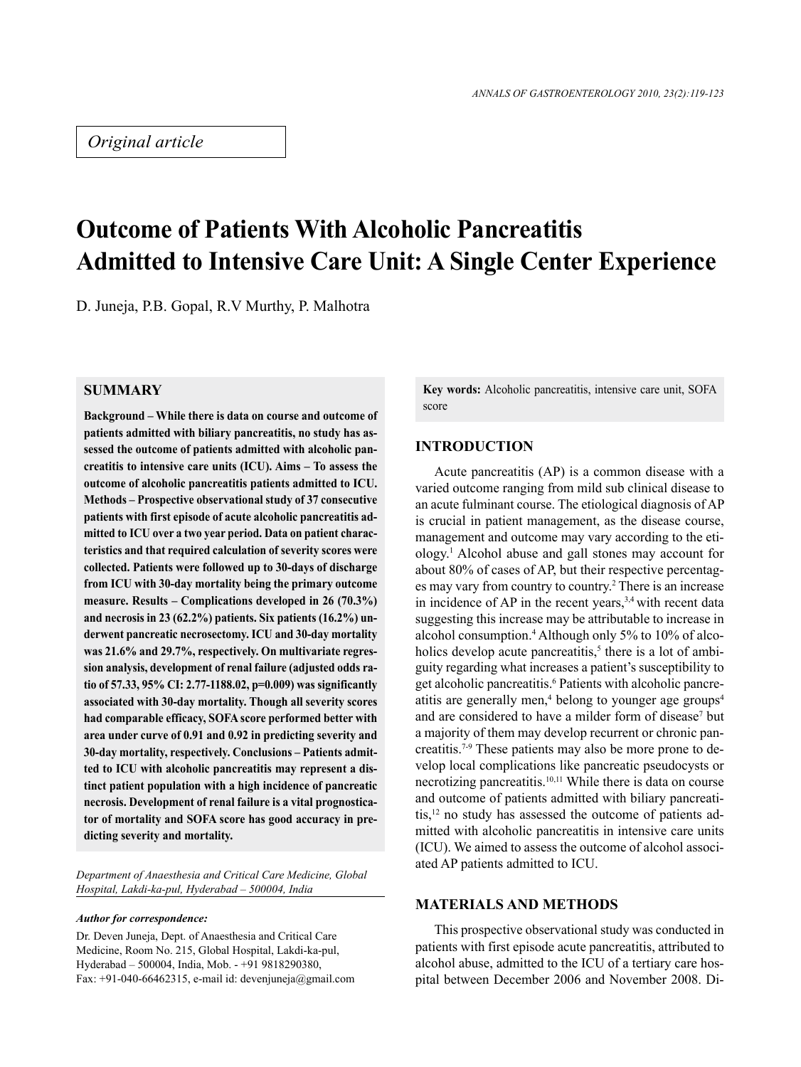*Original article*

# Outcome of Patients With Alcoholic Pancreatitis Admitted to Intensive Care Unit: A Single Center Experience

D. Juneja, P.B. Gopal, R.V Murthy, P. Malhotra

## SUMMARY

**Background – While there is data on course and outcome of patients admitted with biliary pancreatitis, no study has assessed the outcome of patients admitted with alcoholic pancreatitis to intensive care units (ICU). Aims – To assess the outcome of alcoholic pancreatitis patients admitted to ICU. Methods – Prospective observational study of 37 consecutive patients with first episode of acute alcoholic pancreatitis admitted to ICU over a two year period. Data on patient characteristics and that required calculation of severity scores were collected. Patients were followed up to 30-days of discharge from ICU with 30-day mortality being the primary outcome measure. Results – Complications developed in 26 (70.3%) and necrosis in 23 (62.2%) patients. Six patients (16.2%) underwent pancreatic necrosectomy. ICU and 30-day mortality was 21.6% and 29.7%, respectively. On multivariate regression analysis, development of renal failure (adjusted odds ratio of 57.33, 95% CI: 2.77-1188.02, p=0.009) was significantly associated with 30-day mortality. Though all severity scores had comparable efficacy, SOFA score performed better with area under curve of 0.91 and 0.92 in predicting severity and 30-day mortality, respectively. Conclusions – Patients admitted to ICU with alcoholic pancreatitis may represent a distinct patient population with a high incidence of pancreatic necrosis. Development of renal failure is a vital prognosticator of mortality and SOFA score has good accuracy in predicting severity and mortality.**

*Department of Anaesthesia and Critical Care Medicine, Global Hospital, Lakdi-ka-pul, Hyderabad – 500004, India*

***Author for correspondence:***

Dr. Deven Juneja, Dept. of Anaesthesia and Critical Care Medicine, Room No. 215, Global Hospital, Lakdi-ka-pul, Hyderabad – 500004, India, Mob. - +91 9818290380, Fax: +91-040-66462315, e-mail id: devenjuneja@gmail.com

**Key words:** Alcoholic pancreatitis, intensive care unit, SOFA score

## INTRODUCTION

Acute pancreatitis (AP) is a common disease with a varied outcome ranging from mild sub clinical disease to an acute fulminant course. The etiological diagnosis of AP is crucial in patient management, as the disease course, management and outcome may vary according to the etiology.[1] Alcohol abuse and gall stones may account for about 80% of cases of AP, but their respective percentages may vary from country to country.[2] There is an increase in incidence of AP in the recent years,[3,4] with recent data suggesting this increase may be attributable to increase in alcohol consumption.[4] Although only 5% to 10% of alcoholics develop acute pancreatitis,[5] there is a lot of ambiguity regarding what increases a patient's susceptibility to get alcoholic pancreatitis.[6] Patients with alcoholic pancreatitis are generally men,[4] belong to younger age groups[4] and are considered to have a milder form of disease[7] but a majority of them may develop recurrent or chronic pancreatitis.[7-9] These patients may also be more prone to develop local complications like pancreatic pseudocysts or necrotizing pancreatitis.[10,11] While there is data on course and outcome of patients admitted with biliary pancreatitis,[12] no study has assessed the outcome of patients admitted with alcoholic pancreatitis in intensive care units (ICU). We aimed to assess the outcome of alcohol associated AP patients admitted to ICU.

## MATERIALS AND METHODS

This prospective observational study was conducted in patients with first episode acute pancreatitis, attributed to alcohol abuse, admitted to the ICU of a tertiary care hospital between December 2006 and November 2008. Di-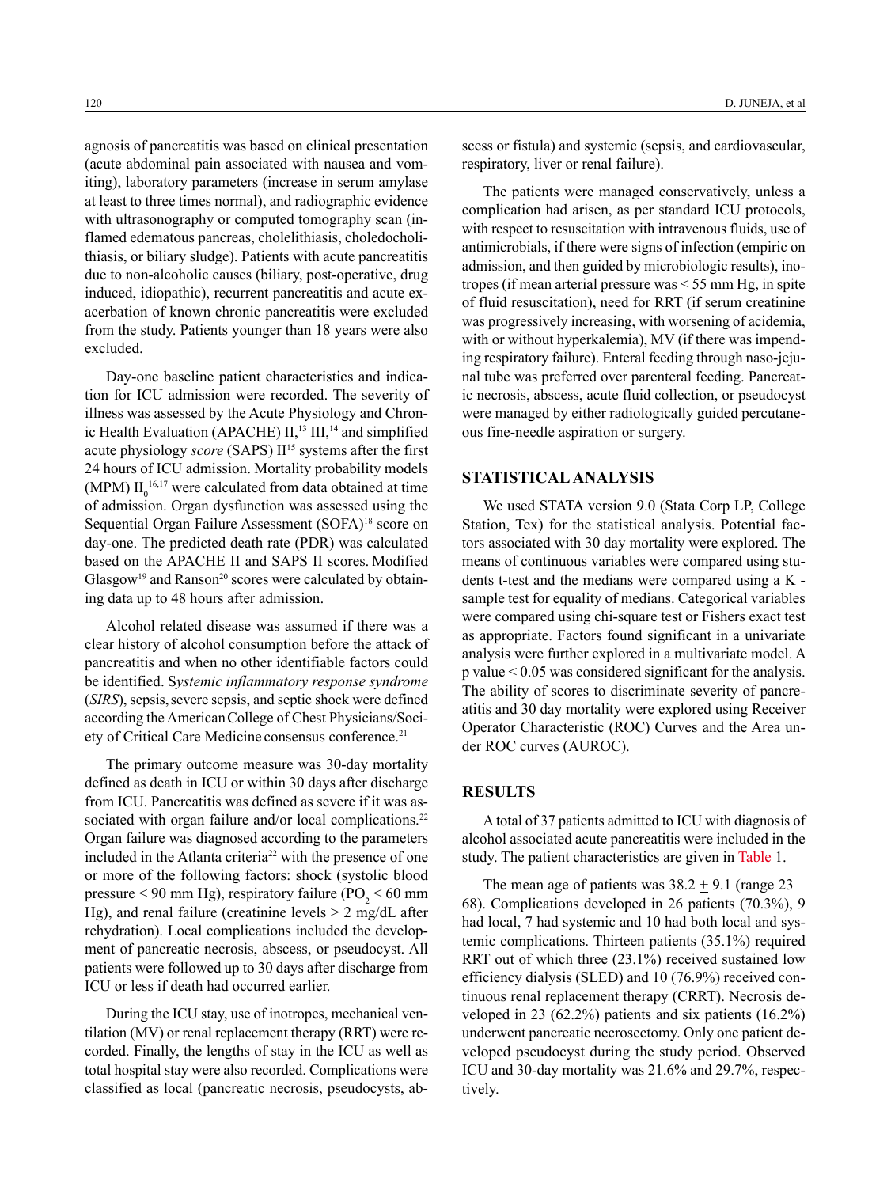agnosis of pancreatitis was based on clinical presentation (acute abdominal pain associated with nausea and vomiting), laboratory parameters (increase in serum amylase at least to three times normal), and radiographic evidence with ultrasonography or computed tomography scan (inflamed edematous pancreas, cholelithiasis, choledocholithiasis, or biliary sludge). Patients with acute pancreatitis due to non-alcoholic causes (biliary, post-operative, drug induced, idiopathic), recurrent pancreatitis and acute exacerbation of known chronic pancreatitis were excluded from the study. Patients younger than 18 years were also excluded.

Day-one baseline patient characteristics and indication for ICU admission were recorded. The severity of illness was assessed by the Acute Physiology and Chronic Health Evaluation (APACHE) II,[13] III,[14] and simplified acute physiology *score* (SAPS) II[15] systems after the first 24 hours of ICU admission. Mortality probability models (MPM) $II_0$[16,17] were calculated from data obtained at time of admission. Organ dysfunction was assessed using the Sequential Organ Failure Assessment (SOFA)[18] score on day-one. The predicted death rate (PDR) was calculated based on the APACHE II and SAPS II scores. Modified Glasgow[19] and Ranson[20] scores were calculated by obtaining data up to 48 hours after admission.

Alcohol related disease was assumed if there was a clear history of alcohol consumption before the attack of pancreatitis and when no other identifiable factors could be identified. S*ystemic inflammatory response syndrome* (*SIRS*), sepsis, severe sepsis, and septic shock were defined according the American College of Chest Physicians/Society of Critical Care Medicine consensus conference.[21]

The primary outcome measure was 30-day mortality defined as death in ICU or within 30 days after discharge from ICU. Pancreatitis was defined as severe if it was associated with organ failure and/or local complications.[22] Organ failure was diagnosed according to the parameters included in the Atlanta criteria[22] with the presence of one or more of the following factors: shock (systolic blood pressure < 90 mm Hg), respiratory failure ($PO_2$ < 60 mm Hg), and renal failure (creatinine levels > 2 mg/dL after rehydration). Local complications included the development of pancreatic necrosis, abscess, or pseudocyst. All patients were followed up to 30 days after discharge from ICU or less if death had occurred earlier.

During the ICU stay, use of inotropes, mechanical ventilation (MV) or renal replacement therapy (RRT) were recorded. Finally, the lengths of stay in the ICU as well as total hospital stay were also recorded. Complications were classified as local (pancreatic necrosis, pseudocysts, abscess or fistula) and systemic (sepsis, and cardiovascular, respiratory, liver or renal failure).

The patients were managed conservatively, unless a complication had arisen, as per standard ICU protocols, with respect to resuscitation with intravenous fluids, use of antimicrobials, if there were signs of infection (empiric on admission, and then guided by microbiologic results), inotropes (if mean arterial pressure was < 55 mm Hg, in spite of fluid resuscitation), need for RRT (if serum creatinine was progressively increasing, with worsening of acidemia, with or without hyperkalemia), MV (if there was impending respiratory failure). Enteral feeding through naso-jejunal tube was preferred over parenteral feeding. Pancreatic necrosis, abscess, acute fluid collection, or pseudocyst were managed by either radiologically guided percutaneous fine-needle aspiration or surgery.

## STATISTICAL ANALYSIS

We used STATA version 9.0 (Stata Corp LP, College Station, Tex) for the statistical analysis. Potential factors associated with 30 day mortality were explored. The means of continuous variables were compared using students t-test and the medians were compared using a K - sample test for equality of medians. Categorical variables were compared using chi-square test or Fishers exact test as appropriate. Factors found significant in a univariate analysis were further explored in a multivariate model. A p value < 0.05 was considered significant for the analysis. The ability of scores to discriminate severity of pancreatitis and 30 day mortality were explored using Receiver Operator Characteristic (ROC) Curves and the Area under ROC curves (AUROC).

## RESULTS

A total of 37 patients admitted to ICU with diagnosis of alcohol associated acute pancreatitis were included in the study. The patient characteristics are given in Table 1.

The mean age of patients was 38.2 ± 9.1 (range 23 – 68). Complications developed in 26 patients (70.3%), 9 had local, 7 had systemic and 10 had both local and systemic complications. Thirteen patients (35.1%) required RRT out of which three (23.1%) received sustained low efficiency dialysis (SLED) and 10 (76.9%) received continuous renal replacement therapy (CRRT). Necrosis developed in 23 (62.2%) patients and six patients (16.2%) underwent pancreatic necrosectomy. Only one patient developed pseudocyst during the study period. Observed ICU and 30-day mortality was 21.6% and 29.7%, respectively.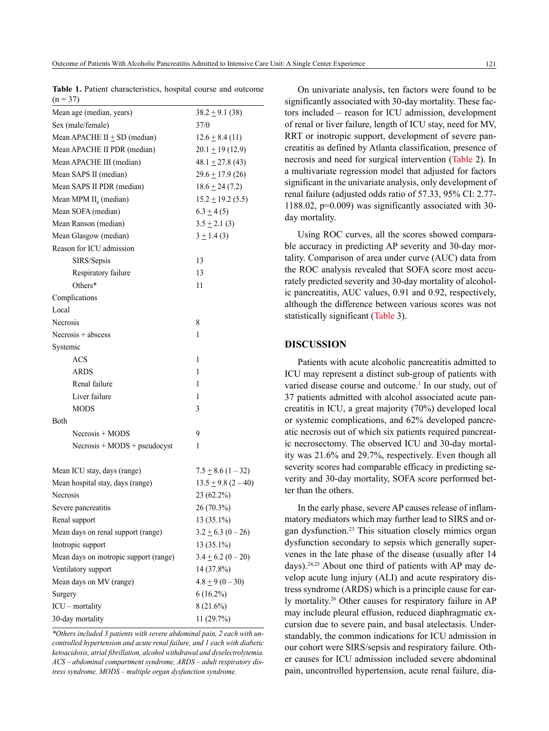**Table 1.** Patient characteristics, hospital course and outcome (n = 37)

| | |
|---|---|
| Mean age (median, years) | 38.2 ± 9.1 (38) |
| Sex (male/female) | 37/0 |
| Mean APACHE II ± SD (median) | 12.6 ± 8.4 (11) |
| Mean APACHE II PDR (median) | 20.1 ± 19 (12.9) |
| Mean APACHE III (median) | 48.1 ± 27.8 (43) |
| Mean SAPS II (median) | 29.6 ± 17.9 (26) |
| Mean SAPS II PDR (median) | 18.6 ± 24 (7.2) |
| Mean MPM $II_0$ (median) | 15.2 ± 19.2 (5.5) |
| Mean SOFA (median) | 6.3 ± 4 (5) |
| Mean Ranson (median) | 3.5 ± 2.1 (3) |
| Mean Glasgow (median) | 3 ± 1.4 (3) |
| Reason for ICU admission | |
| SIRS/Sepsis | 13 |
| Respiratory failure | 13 |
| Others* | 11 |
| Complications | |
| Local | |
| Necrosis | 8 |
| Necrosis + abscess | 1 |
| Systemic | |
| ACS | 1 |
| ARDS | 1 |
| Renal failure | 1 |
| Liver failure | 1 |
| MODS | 3 |
| Both | |
| Necrosis + MODS | 9 |
| Necrosis + MODS + pseudocyst | 1 |
| Mean ICU stay, days (range) | 7.5 ± 8.6 (1 – 32) |
| Mean hospital stay, days (range) | 13.5 ± 9.8 (2 – 40) |
| Necrosis | 23 (62.2%) |
| Severe pancreatitis | 26 (70.3%) |
| Renal support | 13 (35.1%) |
| Mean days on renal support (range) | 3.2 ± 6.3 (0 – 26) |
| Inotropic support | 13 (35.1%) |
| Mean days on inotropic support (range) | 3.4 ± 6.2 (0 – 20) |
| Ventilatory support | 14 (37.8%) |
| Mean days on MV (range) | 4.8 ± 9 (0 – 30) |
| Surgery | 6 (16.2%) |
| ICU – mortality | 8 (21.6%) |
| 30-day mortality | 11 (29.7%) |

*\*Others included 3 patients with severe abdominal pain, 2 each with uncontrolled hypertension and acute renal failure, and 1 each with diabetic ketoacidosis, atrial fibrillation, alcohol withdrawal and dyselectrolytemia. ACS – abdominal compartment syndrome, ARDS – adult respiratory distress syndrome, MODS – multiple organ dysfunction syndrome.*

On univariate analysis, ten factors were found to be significantly associated with 30-day mortality. These factors included – reason for ICU admission, development of renal or liver failure, length of ICU stay, need for MV, RRT or inotropic support, development of severe pancreatitis as defined by Atlanta classification, presence of necrosis and need for surgical intervention (Table 2). In a multivariate regression model that adjusted for factors significant in the univariate analysis, only development of renal failure (adjusted odds ratio of 57.33, 95% CI: 2.77-1188.02, p=0.009) was significantly associated with 30-day mortality.

Using ROC curves, all the scores showed comparable accuracy in predicting AP severity and 30-day mortality. Comparison of area under curve (AUC) data from the ROC analysis revealed that SOFA score most accurately predicted severity and 30-day mortality of alcoholic pancreatitis, AUC values, 0.91 and 0.92, respectively, although the difference between various scores was not statistically significant (Table 3).

## DISCUSSION

Patients with acute alcoholic pancreatitis admitted to ICU may represent a distinct sub-group of patients with varied disease course and outcome.[1] In our study, out of 37 patients admitted with alcohol associated acute pancreatitis in ICU, a great majority (70%) developed local or systemic complications, and 62% developed pancreatic necrosis out of which six patients required pancreatic necrosectomy. The observed ICU and 30-day mortality was 21.6% and 29.7%, respectively. Even though all severity scores had comparable efficacy in predicting severity and 30-day mortality, SOFA score performed better than the others.

In the early phase, severe AP causes release of inflammatory mediators which may further lead to SIRS and organ dysfunction.[23] This situation closely mimics organ dysfunction secondary to sepsis which generally supervenes in the late phase of the disease (usually after 14 days).[24,25] About one third of patients with AP may develop acute lung injury (ALI) and acute respiratory distress syndrome (ARDS) which is a principle cause for early mortality.[26] Other causes for respiratory failure in AP may include pleural effusion, reduced diaphragmatic excursion due to severe pain, and basal atelectasis. Understandably, the common indications for ICU admission in our cohort were SIRS/sepsis and respiratory failure. Other causes for ICU admission included severe abdominal pain, uncontrolled hypertension, acute renal failure, dia-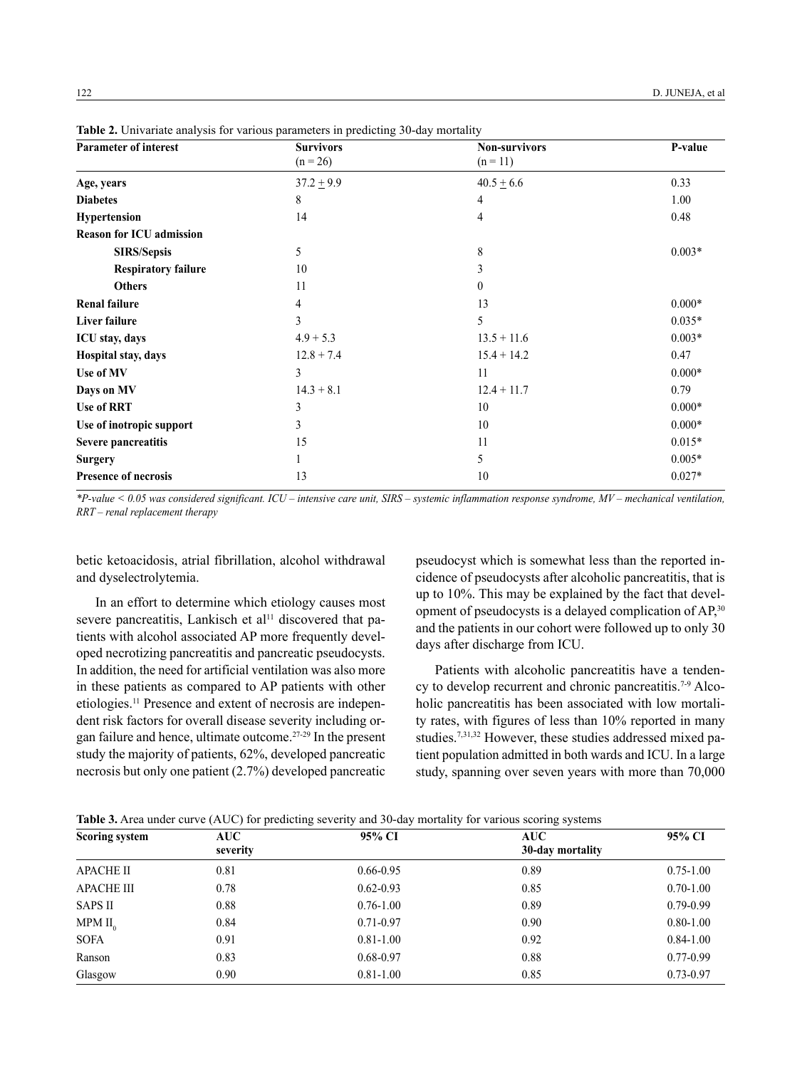**Table 2.** Univariate analysis for various parameters in predicting 30-day mortality

| Parameter of interest | Survivors (n = 26) | Non-survivors (n = 11) | P-value |
|---|---|---|---|
| **Age, years** | 37.2 ± 9.9 | 40.5 ± 6.6 | 0.33 |
| **Diabetes** | 8 | 4 | 1.00 |
| **Hypertension** | 14 | 4 | 0.48 |
| **Reason for ICU admission** | | | |
| **SIRS/Sepsis** | 5 | 8 | 0.003* |
| **Respiratory failure** | 10 | 3 | |
| **Others** | 11 | 0 | |
| **Renal failure** | 4 | 13 | 0.000* |
| **Liver failure** | 3 | 5 | 0.035* |
| **ICU stay, days** | 4.9 + 5.3 | 13.5 + 11.6 | 0.003* |
| **Hospital stay, days** | 12.8 + 7.4 | 15.4 + 14.2 | 0.47 |
| **Use of MV** | 3 | 11 | 0.000* |
| **Days on MV** | 14.3 + 8.1 | 12.4 + 11.7 | 0.79 |
| **Use of RRT** | 3 | 10 | 0.000* |
| **Use of inotropic support** | 3 | 10 | 0.000* |
| **Severe pancreatitis** | 15 | 11 | 0.015* |
| **Surgery** | 1 | 5 | 0.005* |
| **Presence of necrosis** | 13 | 10 | 0.027* |

*\*P-value < 0.05 was considered significant. ICU – intensive care unit, SIRS – systemic inflammation response syndrome, MV – mechanical ventilation, RRT – renal replacement therapy*

betic ketoacidosis, atrial fibrillation, alcohol withdrawal and dyselectrolytemia.

In an effort to determine which etiology causes most severe pancreatitis, Lankisch et al[11] discovered that patients with alcohol associated AP more frequently developed necrotizing pancreatitis and pancreatic pseudocysts. In addition, the need for artificial ventilation was also more in these patients as compared to AP patients with other etiologies.[11] Presence and extent of necrosis are independent risk factors for overall disease severity including organ failure and hence, ultimate outcome.[27-29] In the present study the majority of patients, 62%, developed pancreatic necrosis but only one patient (2.7%) developed pancreatic pseudocyst which is somewhat less than the reported incidence of pseudocysts after alcoholic pancreatitis, that is up to 10%. This may be explained by the fact that development of pseudocysts is a delayed complication of AP,[30] and the patients in our cohort were followed up to only 30 days after discharge from ICU.

Patients with alcoholic pancreatitis have a tendency to develop recurrent and chronic pancreatitis.[7-9] Alcoholic pancreatitis has been associated with low mortality rates, with figures of less than 10% reported in many studies.[7,31,32] However, these studies addressed mixed patient population admitted in both wards and ICU. In a large study, spanning over seven years with more than 70,000

**Table 3.** Area under curve (AUC) for predicting severity and 30-day mortality for various scoring systems

| Scoring system | AUC severity | 95% CI | AUC 30-day mortality | 95% CI |
|---|---|---|---|---|
| APACHE II | 0.81 | 0.66-0.95 | 0.89 | 0.75-1.00 |
| APACHE III | 0.78 | 0.62-0.93 | 0.85 | 0.70-1.00 |
| SAPS II | 0.88 | 0.76-1.00 | 0.89 | 0.79-0.99 |
| MPM $II_0$ | 0.84 | 0.71-0.97 | 0.90 | 0.80-1.00 |
| SOFA | 0.91 | 0.81-1.00 | 0.92 | 0.84-1.00 |
| Ranson | 0.83 | 0.68-0.97 | 0.88 | 0.77-0.99 |
| Glasgow | 0.90 | 0.81-1.00 | 0.85 | 0.73-0.97 |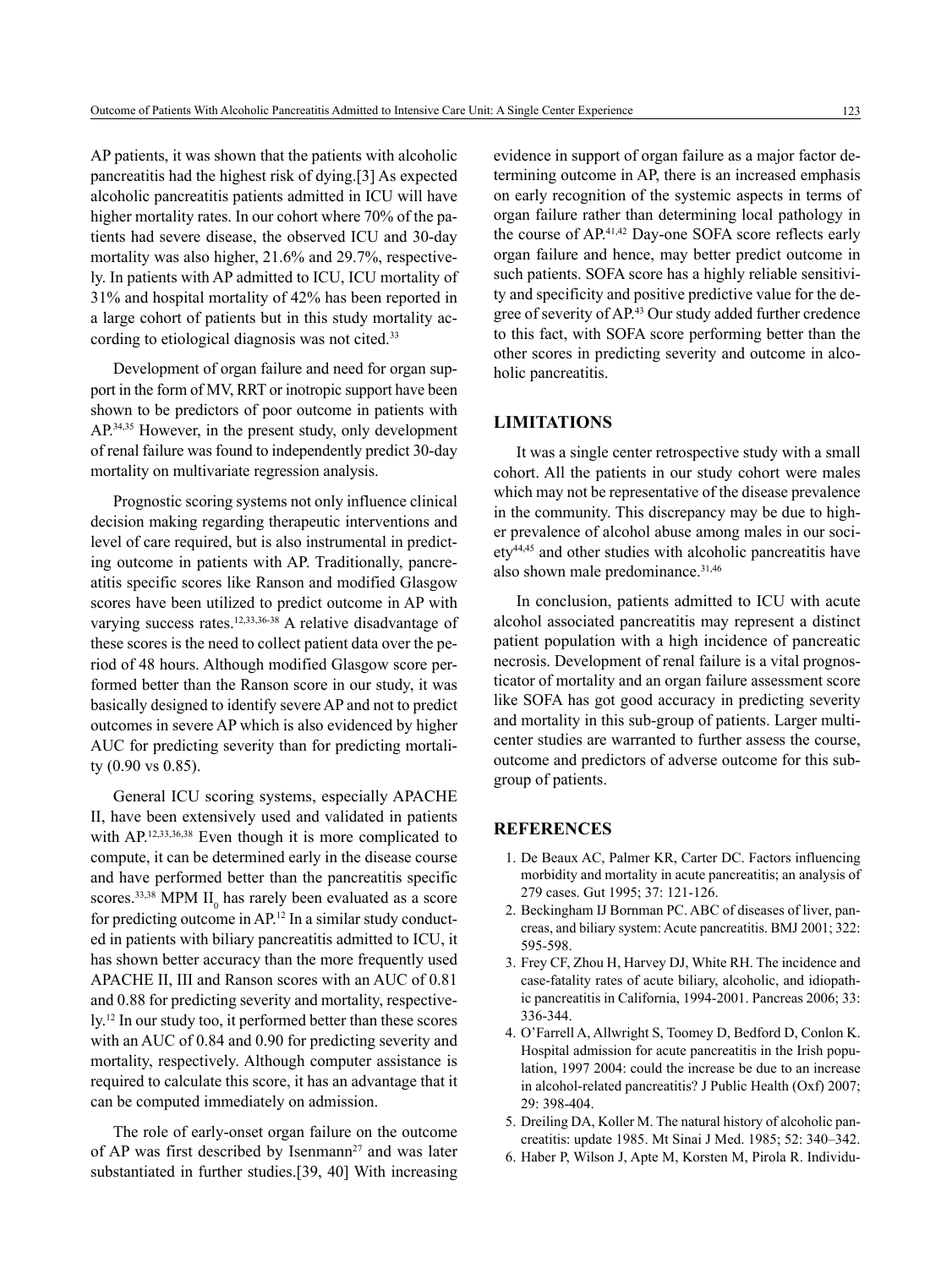AP patients, it was shown that the patients with alcoholic pancreatitis had the highest risk of dying.[3] As expected alcoholic pancreatitis patients admitted in ICU will have higher mortality rates. In our cohort where 70% of the patients had severe disease, the observed ICU and 30-day mortality was also higher, 21.6% and 29.7%, respectively. In patients with AP admitted to ICU, ICU mortality of 31% and hospital mortality of 42% has been reported in a large cohort of patients but in this study mortality according to etiological diagnosis was not cited.[33]

Development of organ failure and need for organ support in the form of MV, RRT or inotropic support have been shown to be predictors of poor outcome in patients with AP.[34,35] However, in the present study, only development of renal failure was found to independently predict 30-day mortality on multivariate regression analysis.

Prognostic scoring systems not only influence clinical decision making regarding therapeutic interventions and level of care required, but is also instrumental in predicting outcome in patients with AP. Traditionally, pancreatitis specific scores like Ranson and modified Glasgow scores have been utilized to predict outcome in AP with varying success rates.[12,33,36-38] A relative disadvantage of these scores is the need to collect patient data over the period of 48 hours. Although modified Glasgow score performed better than the Ranson score in our study, it was basically designed to identify severe AP and not to predict outcomes in severe AP which is also evidenced by higher AUC for predicting severity than for predicting mortality (0.90 vs 0.85).

General ICU scoring systems, especially APACHE II, have been extensively used and validated in patients with AP.[12,33,36,38] Even though it is more complicated to compute, it can be determined early in the disease course and have performed better than the pancreatitis specific scores.[33,38] MPM $II_0$ has rarely been evaluated as a score for predicting outcome in AP.[12] In a similar study conducted in patients with biliary pancreatitis admitted to ICU, it has shown better accuracy than the more frequently used APACHE II, III and Ranson scores with an AUC of 0.81 and 0.88 for predicting severity and mortality, respectively.[12] In our study too, it performed better than these scores with an AUC of 0.84 and 0.90 for predicting severity and mortality, respectively. Although computer assistance is required to calculate this score, it has an advantage that it can be computed immediately on admission.

The role of early-onset organ failure on the outcome of AP was first described by Isenmann[27] and was later substantiated in further studies.[39, 40] With increasing evidence in support of organ failure as a major factor determining outcome in AP, there is an increased emphasis on early recognition of the systemic aspects in terms of organ failure rather than determining local pathology in the course of AP.[41,42] Day-one SOFA score reflects early organ failure and hence, may better predict outcome in such patients. SOFA score has a highly reliable sensitivity and specificity and positive predictive value for the degree of severity of AP.[43] Our study added further credence to this fact, with SOFA score performing better than the other scores in predicting severity and outcome in alcoholic pancreatitis.

## LIMITATIONS

It was a single center retrospective study with a small cohort. All the patients in our study cohort were males which may not be representative of the disease prevalence in the community. This discrepancy may be due to higher prevalence of alcohol abuse among males in our society[44,45] and other studies with alcoholic pancreatitis have also shown male predominance.[31,46]

In conclusion, patients admitted to ICU with acute alcohol associated pancreatitis may represent a distinct patient population with a high incidence of pancreatic necrosis. Development of renal failure is a vital prognosticator of mortality and an organ failure assessment score like SOFA has got good accuracy in predicting severity and mortality in this sub-group of patients. Larger multicenter studies are warranted to further assess the course, outcome and predictors of adverse outcome for this subgroup of patients.

## REFERENCES

1. De Beaux AC, Palmer KR, Carter DC. Factors influencing morbidity and mortality in acute pancreatitis; an analysis of 279 cases. Gut 1995; 37: 121-126.
2. Beckingham IJ Bornman PC. ABC of diseases of liver, pancreas, and biliary system: Acute pancreatitis. BMJ 2001; 322: 595-598.
3. Frey CF, Zhou H, Harvey DJ, White RH. The incidence and case-fatality rates of acute biliary, alcoholic, and idiopathic pancreatitis in California, 1994-2001. Pancreas 2006; 33: 336-344.
4. O'Farrell A, Allwright S, Toomey D, Bedford D, Conlon K. Hospital admission for acute pancreatitis in the Irish population, 1997 2004: could the increase be due to an increase in alcohol-related pancreatitis? J Public Health (Oxf) 2007; 29: 398-404.
5. Dreiling DA, Koller M. The natural history of alcoholic pancreatitis: update 1985. Mt Sinai J Med. 1985; 52: 340–342.
6. Haber P, Wilson J, Apte M, Korsten M, Pirola R. Individu-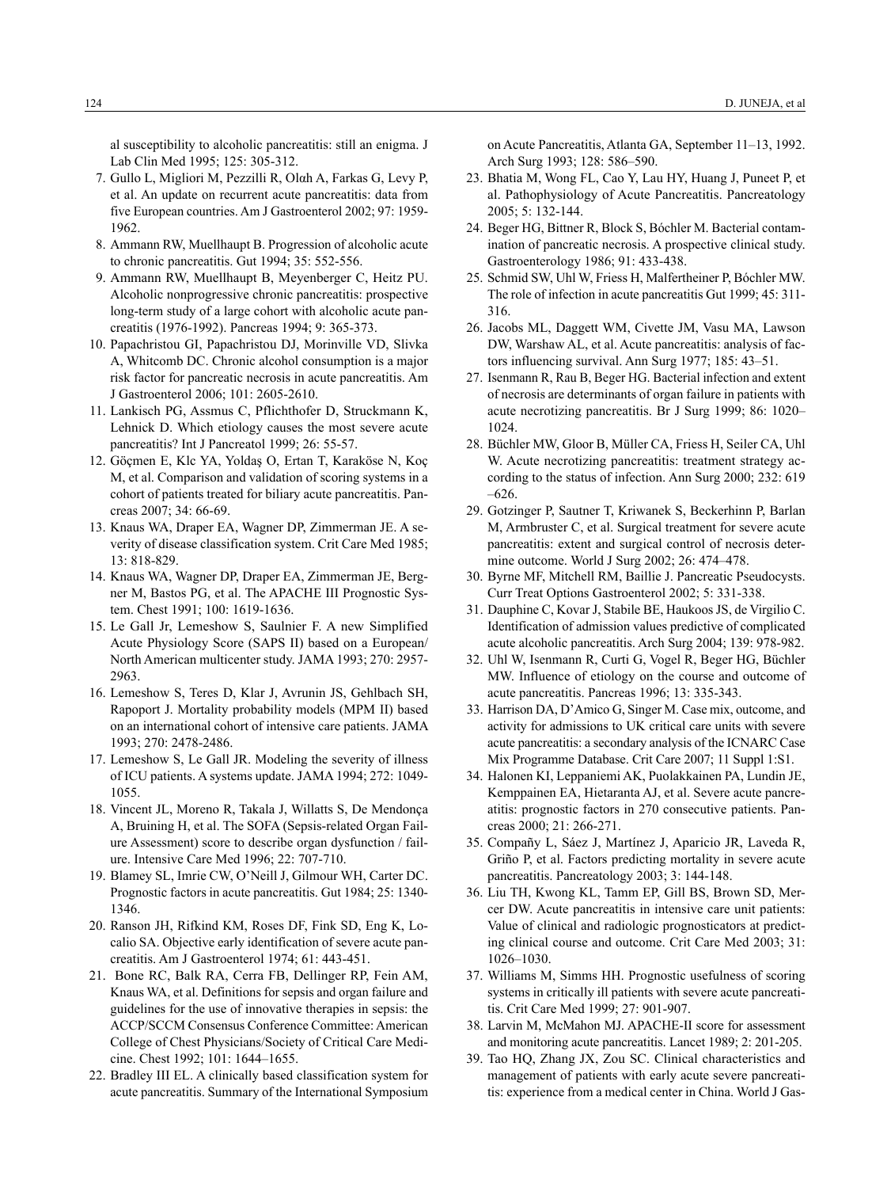al susceptibility to alcoholic pancreatitis: still an enigma. J Lab Clin Med 1995; 125: 305-312.

7. Gullo L, Migliori M, Pezzilli R, Olαh A, Farkas G, Levy P, et al. An update on recurrent acute pancreatitis: data from five European countries. Am J Gastroenterol 2002; 97: 1959-1962.
8. Ammann RW, Muellhaupt B. Progression of alcoholic acute to chronic pancreatitis. Gut 1994; 35: 552-556.
9. Ammann RW, Muellhaupt B, Meyenberger C, Heitz PU. Alcoholic nonprogressive chronic pancreatitis: prospective long-term study of a large cohort with alcoholic acute pancreatitis (1976-1992). Pancreas 1994; 9: 365-373.
10. Papachristou GI, Papachristou DJ, Morinville VD, Slivka A, Whitcomb DC. Chronic alcohol consumption is a major risk factor for pancreatic necrosis in acute pancreatitis. Am J Gastroenterol 2006; 101: 2605-2610.
11. Lankisch PG, Assmus C, Pflichthofer D, Struckmann K, Lehnick D. Which etiology causes the most severe acute pancreatitis? Int J Pancreatol 1999; 26: 55-57.
12. Göçmen E, Klc YA, Yoldaş O, Ertan T, Karaköse N, Koç M, et al. Comparison and validation of scoring systems in a cohort of patients treated for biliary acute pancreatitis. Pancreas 2007; 34: 66-69.
13. Knaus WA, Draper EA, Wagner DP, Zimmerman JE. A severity of disease classification system. Crit Care Med 1985; 13: 818-829.
14. Knaus WA, Wagner DP, Draper EA, Zimmerman JE, Bergner M, Bastos PG, et al. The APACHE III Prognostic System. Chest 1991; 100: 1619-1636.
15. Le Gall Jr, Lemeshow S, Saulnier F. A new Simplified Acute Physiology Score (SAPS II) based on a European/North American multicenter study. JAMA 1993; 270: 2957-2963.
16. Lemeshow S, Teres D, Klar J, Avrunin JS, Gehlbach SH, Rapoport J. Mortality probability models (MPM II) based on an international cohort of intensive care patients. JAMA 1993; 270: 2478-2486.
17. Lemeshow S, Le Gall JR. Modeling the severity of illness of ICU patients. A systems update. JAMA 1994; 272: 1049-1055.
18. Vincent JL, Moreno R, Takala J, Willatts S, De Mendonça A, Bruining H, et al. The SOFA (Sepsis-related Organ Failure Assessment) score to describe organ dysfunction / failure. Intensive Care Med 1996; 22: 707-710.
19. Blamey SL, Imrie CW, O'Neill J, Gilmour WH, Carter DC. Prognostic factors in acute pancreatitis. Gut 1984; 25: 1340-1346.
20. Ranson JH, Rifkind KM, Roses DF, Fink SD, Eng K, Localio SA. Objective early identification of severe acute pancreatitis. Am J Gastroenterol 1974; 61: 443-451.
21. Bone RC, Balk RA, Cerra FB, Dellinger RP, Fein AM, Knaus WA, et al. Definitions for sepsis and organ failure and guidelines for the use of innovative therapies in sepsis: the ACCP/SCCM Consensus Conference Committee: American College of Chest Physicians/Society of Critical Care Medicine. Chest 1992; 101: 1644–1655.
22. Bradley III EL. A clinically based classification system for acute pancreatitis. Summary of the International Symposium on Acute Pancreatitis, Atlanta GA, September 11–13, 1992. Arch Surg 1993; 128: 586–590.
23. Bhatia M, Wong FL, Cao Y, Lau HY, Huang J, Puneet P, et al. Pathophysiology of Acute Pancreatitis. Pancreatology 2005; 5: 132-144.
24. Beger HG, Bittner R, Block S, Bóchler M. Bacterial contamination of pancreatic necrosis. A prospective clinical study. Gastroenterology 1986; 91: 433-438.
25. Schmid SW, Uhl W, Friess H, Malfertheiner P, Bóchler MW. The role of infection in acute pancreatitis Gut 1999; 45: 311-316.
26. Jacobs ML, Daggett WM, Civette JM, Vasu MA, Lawson DW, Warshaw AL, et al. Acute pancreatitis: analysis of factors influencing survival. Ann Surg 1977; 185: 43–51.
27. Isenmann R, Rau B, Beger HG. Bacterial infection and extent of necrosis are determinants of organ failure in patients with acute necrotizing pancreatitis. Br J Surg 1999; 86: 1020–1024.
28. Büchler MW, Gloor B, Müller CA, Friess H, Seiler CA, Uhl W. Acute necrotizing pancreatitis: treatment strategy according to the status of infection. Ann Surg 2000; 232: 619–626.
29. Gotzinger P, Sautner T, Kriwanek S, Beckerhinn P, Barlan M, Armbruster C, et al. Surgical treatment for severe acute pancreatitis: extent and surgical control of necrosis determine outcome. World J Surg 2002; 26: 474–478.
30. Byrne MF, Mitchell RM, Baillie J. Pancreatic Pseudocysts. Curr Treat Options Gastroenterol 2002; 5: 331-338.
31. Dauphine C, Kovar J, Stabile BE, Haukoos JS, de Virgilio C. Identification of admission values predictive of complicated acute alcoholic pancreatitis. Arch Surg 2004; 139: 978-982.
32. Uhl W, Isenmann R, Curti G, Vogel R, Beger HG, Büchler MW. Influence of etiology on the course and outcome of acute pancreatitis. Pancreas 1996; 13: 335-343.
33. Harrison DA, D'Amico G, Singer M. Case mix, outcome, and activity for admissions to UK critical care units with severe acute pancreatitis: a secondary analysis of the ICNARC Case Mix Programme Database. Crit Care 2007; 11 Suppl 1:S1.
34. Halonen KI, Leppaniemi AK, Puolakkainen PA, Lundin JE, Kemppainen EA, Hietaranta AJ, et al. Severe acute pancreatitis: prognostic factors in 270 consecutive patients. Pancreas 2000; 21: 266-271.
35. Compañy L, Sáez J, Martínez J, Aparicio JR, Laveda R, Griño P, et al. Factors predicting mortality in severe acute pancreatitis. Pancreatology 2003; 3: 144-148.
36. Liu TH, Kwong KL, Tamm EP, Gill BS, Brown SD, Mercer DW. Acute pancreatitis in intensive care unit patients: Value of clinical and radiologic prognosticators at predicting clinical course and outcome. Crit Care Med 2003; 31: 1026–1030.
37. Williams M, Simms HH. Prognostic usefulness of scoring systems in critically ill patients with severe acute pancreatitis. Crit Care Med 1999; 27: 901-907.
38. Larvin M, McMahon MJ. APACHE-II score for assessment and monitoring acute pancreatitis. Lancet 1989; 2: 201-205.
39. Tao HQ, Zhang JX, Zou SC. Clinical characteristics and management of patients with early acute severe pancreatitis: experience from a medical center in China. World J Gas-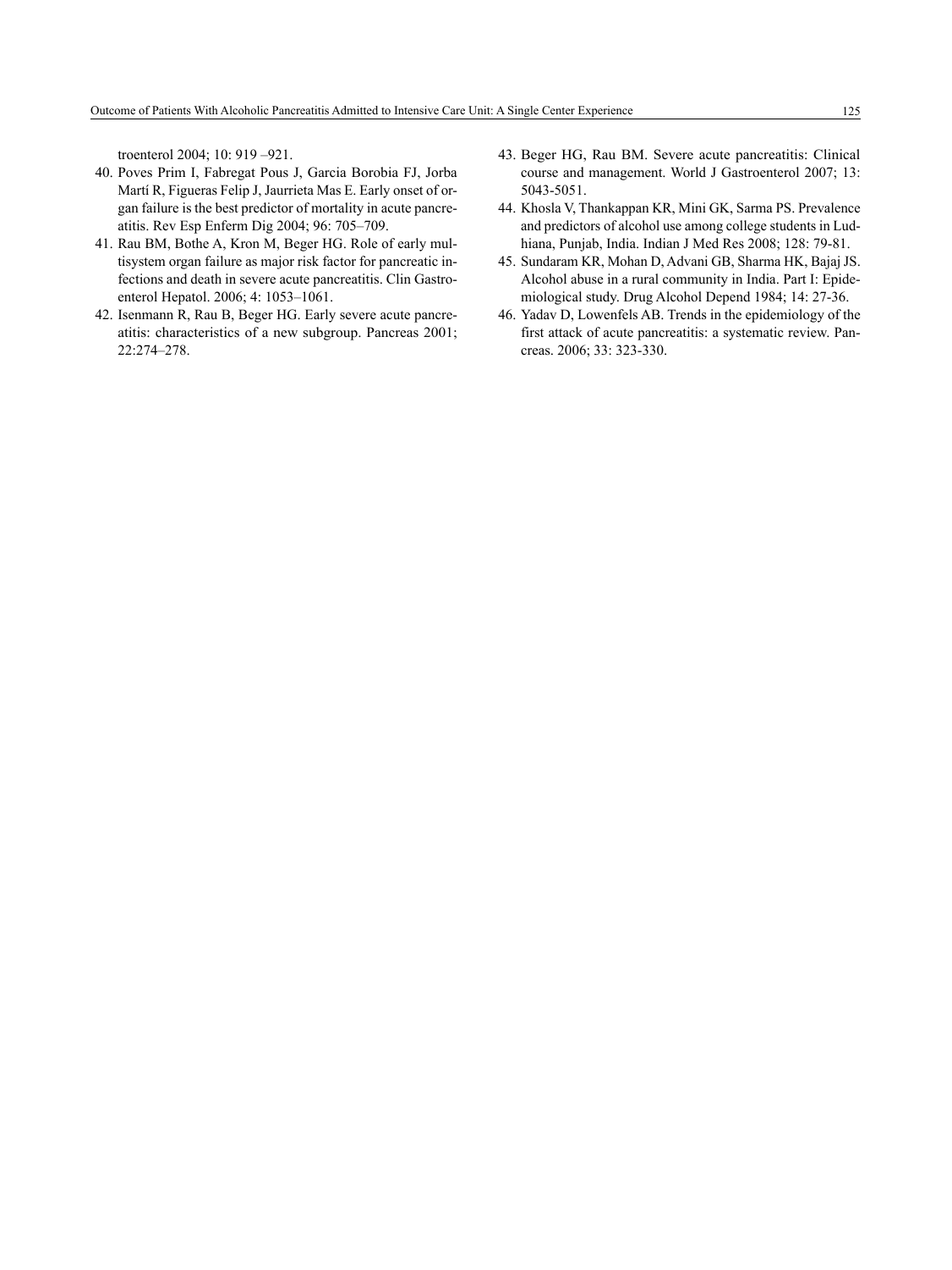troenterol 2004; 10: 919 –921.

40. Poves Prim I, Fabregat Pous J, Garcia Borobia FJ, Jorba Martí R, Figueras Felip J, Jaurrieta Mas E. Early onset of organ failure is the best predictor of mortality in acute pancreatitis. Rev Esp Enferm Dig 2004; 96: 705–709.
41. Rau BM, Bothe A, Kron M, Beger HG. Role of early multisystem organ failure as major risk factor for pancreatic infections and death in severe acute pancreatitis. Clin Gastroenterol Hepatol. 2006; 4: 1053–1061.
42. Isenmann R, Rau B, Beger HG. Early severe acute pancreatitis: characteristics of a new subgroup. Pancreas 2001; 22:274–278.
43. Beger HG, Rau BM. Severe acute pancreatitis: Clinical course and management. World J Gastroenterol 2007; 13: 5043-5051.
44. Khosla V, Thankappan KR, Mini GK, Sarma PS. Prevalence and predictors of alcohol use among college students in Ludhiana, Punjab, India. Indian J Med Res 2008; 128: 79-81.
45. Sundaram KR, Mohan D, Advani GB, Sharma HK, Bajaj JS. Alcohol abuse in a rural community in India. Part I: Epidemiological study. Drug Alcohol Depend 1984; 14: 27-36.
46. Yadav D, Lowenfels AB. Trends in the epidemiology of the first attack of acute pancreatitis: a systematic review. Pancreas. 2006; 33: 323-330.